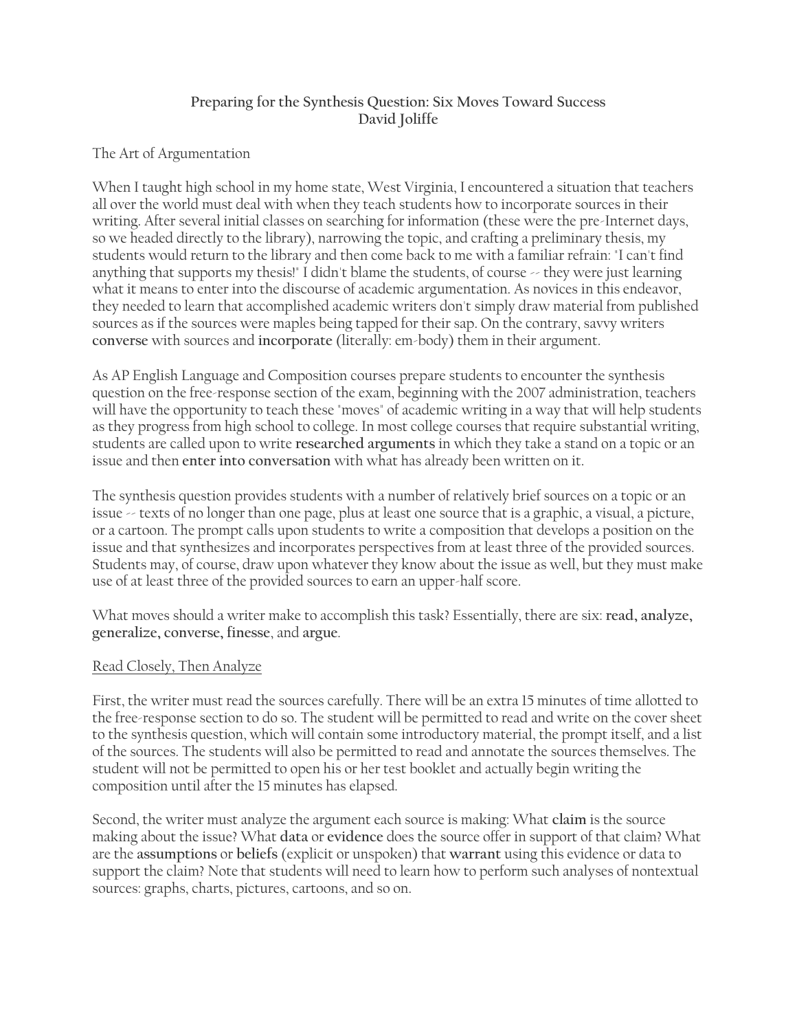**Preparing for the Synthesis Question: Six Moves Toward Success**
**David Joliffe**

## The Art of Argumentation

When I taught high school in my home state, West Virginia, I encountered a situation that teachers all over the world must deal with when they teach students how to incorporate sources in their writing. After several initial classes on searching for information (these were the pre-Internet days, so we headed directly to the library), narrowing the topic, and crafting a preliminary thesis, my students would return to the library and then come back to me with a familiar refrain: "I can't find anything that supports my thesis!" I didn't blame the students, of course -- they were just learning what it means to enter into the discourse of academic argumentation. As novices in this endeavor, they needed to learn that accomplished academic writers don't simply draw material from published sources as if the sources were maples being tapped for their sap. On the contrary, savvy writers **converse** with sources and **incorporate** (literally: em-body) them in their argument.

As AP English Language and Composition courses prepare students to encounter the synthesis question on the free-response section of the exam, beginning with the 2007 administration, teachers will have the opportunity to teach these "moves" of academic writing in a way that will help students as they progress from high school to college. In most college courses that require substantial writing, students are called upon to write **researched arguments** in which they take a stand on a topic or an issue and then **enter into conversation** with what has already been written on it.

The synthesis question provides students with a number of relatively brief sources on a topic or an issue -- texts of no longer than one page, plus at least one source that is a graphic, a visual, a picture, or a cartoon. The prompt calls upon students to write a composition that develops a position on the issue and that synthesizes and incorporates perspectives from at least three of the provided sources. Students may, of course, draw upon whatever they know about the issue as well, but they must make use of at least three of the provided sources to earn an upper-half score.

What moves should a writer make to accomplish this task? Essentially, there are six: **read, analyze, generalize, converse, finesse**, and **argue**.

### Read Closely, Then Analyze

First, the writer must read the sources carefully. There will be an extra 15 minutes of time allotted to the free-response section to do so. The student will be permitted to read and write on the cover sheet to the synthesis question, which will contain some introductory material, the prompt itself, and a list of the sources. The students will also be permitted to read and annotate the sources themselves. The student will not be permitted to open his or her test booklet and actually begin writing the composition until after the 15 minutes has elapsed.

Second, the writer must analyze the argument each source is making: What **claim** is the source making about the issue? What **data** or **evidence** does the source offer in support of that claim? What are the **assumptions** or **beliefs** (explicit or unspoken) that **warrant** using this evidence or data to support the claim? Note that students will need to learn how to perform such analyses of nontextual sources: graphs, charts, pictures, cartoons, and so on.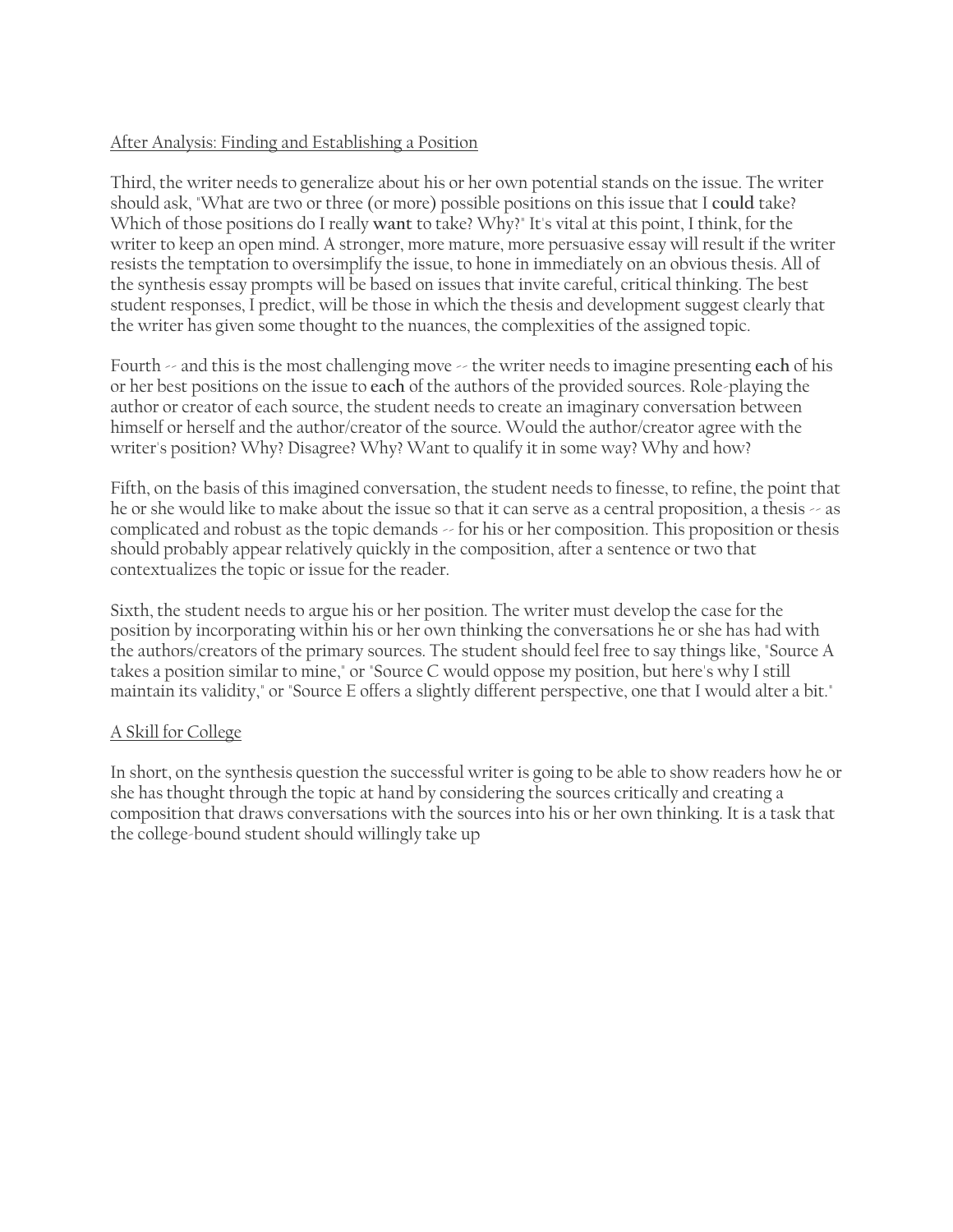## After Analysis: Finding and Establishing a Position

Third, the writer needs to generalize about his or her own potential stands on the issue. The writer should ask, "What are two or three (or more) possible positions on this issue that I **could** take? Which of those positions do I really **want** to take? Why?" It's vital at this point, I think, for the writer to keep an open mind. A stronger, more mature, more persuasive essay will result if the writer resists the temptation to oversimplify the issue, to hone in immediately on an obvious thesis. All of the synthesis essay prompts will be based on issues that invite careful, critical thinking. The best student responses, I predict, will be those in which the thesis and development suggest clearly that the writer has given some thought to the nuances, the complexities of the assigned topic.

Fourth -- and this is the most challenging move -- the writer needs to imagine presenting **each** of his or her best positions on the issue to **each** of the authors of the provided sources. Role-playing the author or creator of each source, the student needs to create an imaginary conversation between himself or herself and the author/creator of the source. Would the author/creator agree with the writer's position? Why? Disagree? Why? Want to qualify it in some way? Why and how?

Fifth, on the basis of this imagined conversation, the student needs to finesse, to refine, the point that he or she would like to make about the issue so that it can serve as a central proposition, a thesis -- as complicated and robust as the topic demands -- for his or her composition. This proposition or thesis should probably appear relatively quickly in the composition, after a sentence or two that contextualizes the topic or issue for the reader.

Sixth, the student needs to argue his or her position. The writer must develop the case for the position by incorporating within his or her own thinking the conversations he or she has had with the authors/creators of the primary sources. The student should feel free to say things like, "Source A takes a position similar to mine," or "Source C would oppose my position, but here's why I still maintain its validity," or "Source E offers a slightly different perspective, one that I would alter a bit."

## A Skill for College

In short, on the synthesis question the successful writer is going to be able to show readers how he or she has thought through the topic at hand by considering the sources critically and creating a composition that draws conversations with the sources into his or her own thinking. It is a task that the college-bound student should willingly take up